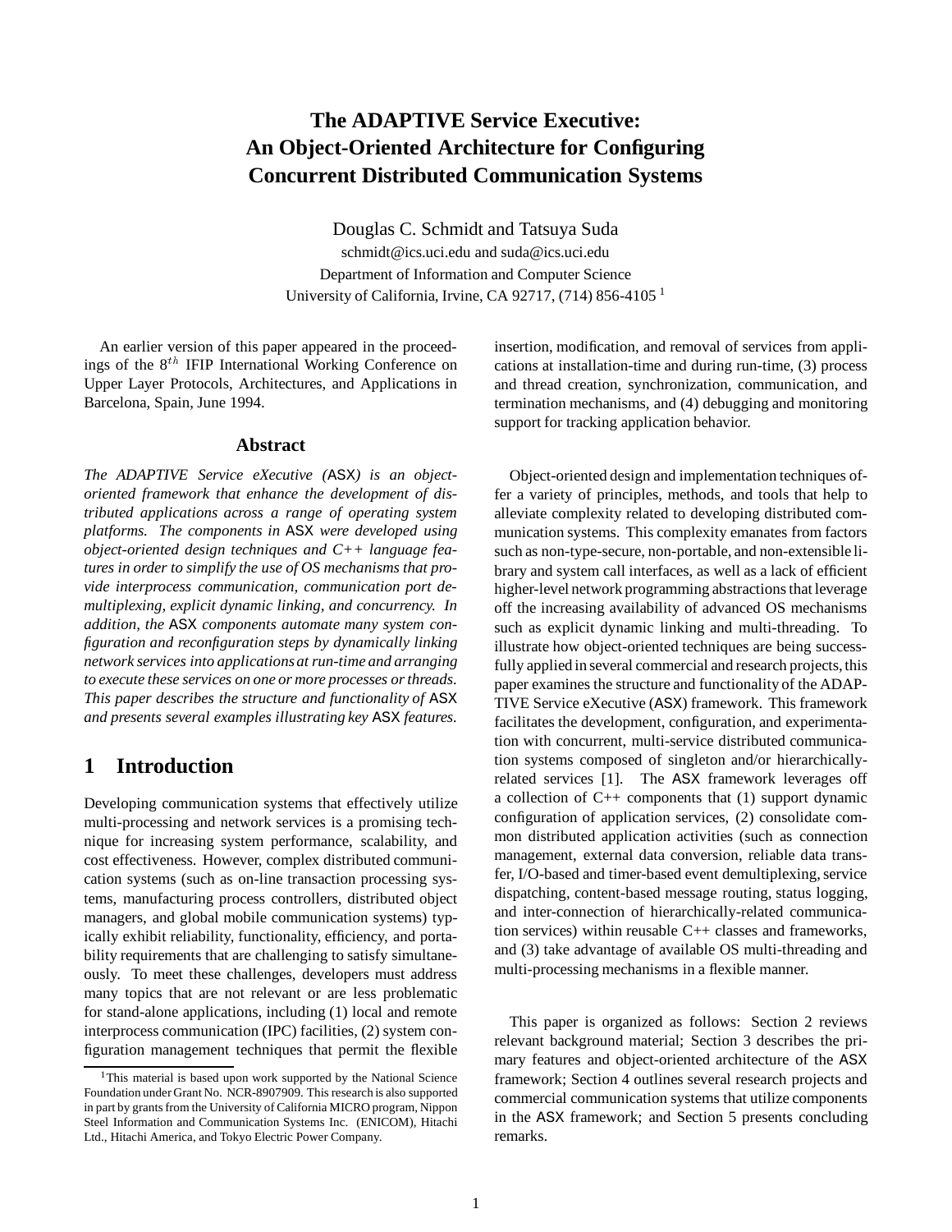# The ADAPTIVE Service Executive: An Object-Oriented Architecture for Configuring Concurrent Distributed Communication Systems

Douglas C. Schmidt and Tatsuya Suda

schmidt@ics.uci.edu and suda@ics.uci.edu

Department of Information and Computer Science

University of California, Irvine, CA 92717, (714) 856-4105 [1]

An earlier version of this paper appeared in the proceedings of the $8^{th}$ IFIP International Working Conference on Upper Layer Protocols, Architectures, and Applications in Barcelona, Spain, June 1994.

## Abstract

*The ADAPTIVE Service eXecutive (*ASX*) is an object-oriented framework that enhance the development of distributed applications across a range of operating system platforms. The components in* ASX *were developed using object-oriented design techniques and C++ language features in order to simplify the use of OS mechanisms that provide interprocess communication, communication port demultiplexing, explicit dynamic linking, and concurrency. In addition, the* ASX *components automate many system configuration and reconfiguration steps by dynamically linking network services into applications at run-time and arranging to execute these services on one or more processes or threads. This paper describes the structure and functionality of* ASX *and presents several examples illustrating key* ASX *features.*

## 1 Introduction

Developing communication systems that effectively utilize multi-processing and network services is a promising technique for increasing system performance, scalability, and cost effectiveness. However, complex distributed communication systems (such as on-line transaction processing systems, manufacturing process controllers, distributed object managers, and global mobile communication systems) typically exhibit reliability, functionality, efficiency, and portability requirements that are challenging to satisfy simultaneously. To meet these challenges, developers must address many topics that are not relevant or are less problematic for stand-alone applications, including (1) local and remote interprocess communication (IPC) facilities, (2) system configuration management techniques that permit the flexible insertion, modification, and removal of services from applications at installation-time and during run-time, (3) process and thread creation, synchronization, communication, and termination mechanisms, and (4) debugging and monitoring support for tracking application behavior.

Object-oriented design and implementation techniques offer a variety of principles, methods, and tools that help to alleviate complexity related to developing distributed communication systems. This complexity emanates from factors such as non-type-secure, non-portable, and non-extensible library and system call interfaces, as well as a lack of efficient higher-level network programming abstractions that leverage off the increasing availability of advanced OS mechanisms such as explicit dynamic linking and multi-threading. To illustrate how object-oriented techniques are being successfully applied in several commercial and research projects, this paper examines the structure and functionality of the ADAPTIVE Service eXecutive (ASX) framework. This framework facilitates the development, configuration, and experimentation with concurrent, multi-service distributed communication systems composed of singleton and/or hierarchically-related services [1]. The ASX framework leverages off a collection of C++ components that (1) support dynamic configuration of application services, (2) consolidate common distributed application activities (such as connection management, external data conversion, reliable data transfer, I/O-based and timer-based event demultiplexing, service dispatching, content-based message routing, status logging, and inter-connection of hierarchically-related communication services) within reusable C++ classes and frameworks, and (3) take advantage of available OS multi-threading and multi-processing mechanisms in a flexible manner.

This paper is organized as follows: Section 2 reviews relevant background material; Section 3 describes the primary features and object-oriented architecture of the ASX framework; Section 4 outlines several research projects and commercial communication systems that utilize components in the ASX framework; and Section 5 presents concluding remarks.

[1] This material is based upon work supported by the National Science Foundation under Grant No. NCR-8907909. This research is also supported in part by grants from the University of California MICRO program, Nippon Steel Information and Communication Systems Inc. (ENICOM), Hitachi Ltd., Hitachi America, and Tokyo Electric Power Company.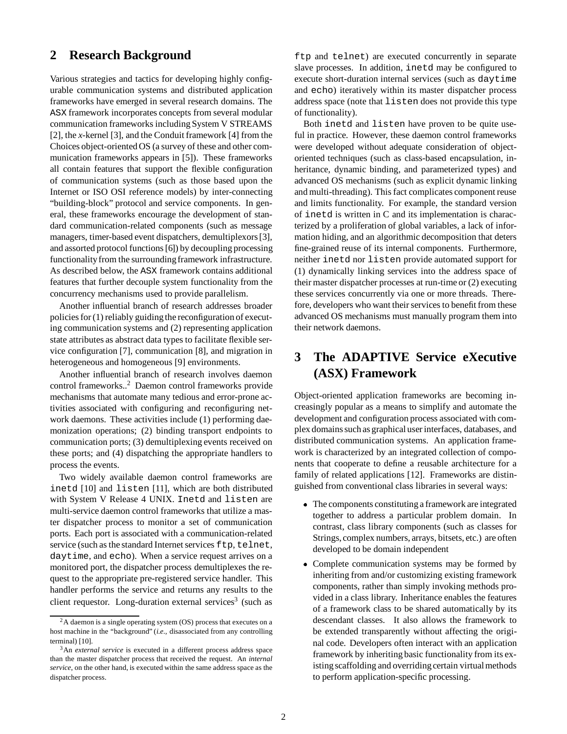## 2 Research Background

Various strategies and tactics for developing highly configurable communication systems and distributed application frameworks have emerged in several research domains. The ASX framework incorporates concepts from several modular communication frameworks including System V STREAMS [2], the *x*-kernel [3], and the Conduit framework [4] from the Choices object-oriented OS (a survey of these and other communication frameworks appears in [5]). These frameworks all contain features that support the flexible configuration of communication systems (such as those based upon the Internet or ISO OSI reference models) by inter-connecting "building-block" protocol and service components. In general, these frameworks encourage the development of standard communication-related components (such as message managers, timer-based event dispatchers, demultiplexors [3], and assorted protocol functions [6]) by decoupling processing functionality from the surrounding framework infrastructure. As described below, the ASX framework contains additional features that further decouple system functionality from the concurrency mechanisms used to provide parallelism.

Another influential branch of research addresses broader policies for (1) reliably guiding the reconfiguration of executing communication systems and (2) representing application state attributes as abstract data types to facilitate flexible service configuration [7], communication [8], and migration in heterogeneous and homogeneous [9] environments.

Another influential branch of research involves daemon control frameworks..[2] Daemon control frameworks provide mechanisms that automate many tedious and error-prone activities associated with configuring and reconfiguring network daemons. These activities include (1) performing daemonization operations; (2) binding transport endpoints to communication ports; (3) demultiplexing events received on these ports; and (4) dispatching the appropriate handlers to process the events.

Two widely available daemon control frameworks are `inetd` [10] and `listen` [11], which are both distributed with System V Release 4 UNIX. `Inetd` and `listen` are multi-service daemon control frameworks that utilize a master dispatcher process to monitor a set of communication ports. Each port is associated with a communication-related service (such as the standard Internet services `ftp`, `telnet`, `daytime`, and `echo`). When a service request arrives on a monitored port, the dispatcher process demultiplexes the request to the appropriate pre-registered service handler. This handler performs the service and returns any results to the client requestor. Long-duration external services[3] (such as `ftp` and `telnet`) are executed concurrently in separate slave processes. In addition, `inetd` may be configured to execute short-duration internal services (such as `daytime` and `echo`) iteratively within its master dispatcher process address space (note that `listen` does not provide this type of functionality).

Both `inetd` and `listen` have proven to be quite useful in practice. However, these daemon control frameworks were developed without adequate consideration of object-oriented techniques (such as class-based encapsulation, inheritance, dynamic binding, and parameterized types) and advanced OS mechanisms (such as explicit dynamic linking and multi-threading). This fact complicates component reuse and limits functionality. For example, the standard version of `inetd` is written in C and its implementation is characterized by a proliferation of global variables, a lack of information hiding, and an algorithmic decomposition that deters fine-grained reuse of its internal components. Furthermore, neither `inetd` nor `listen` provide automated support for (1) dynamically linking services into the address space of their master dispatcher processes at run-time or (2) executing these services concurrently via one or more threads. Therefore, developers who want their services to benefit from these advanced OS mechanisms must manually program them into their network daemons.

## 3 The ADAPTIVE Service eXecutive (ASX) Framework

Object-oriented application frameworks are becoming increasingly popular as a means to simplify and automate the development and configuration process associated with complex domains such as graphical user interfaces, databases, and distributed communication systems. An application framework is characterized by an integrated collection of components that cooperate to define a reusable architecture for a family of related applications [12]. Frameworks are distinguished from conventional class libraries in several ways:

- The components constituting a framework are integrated together to address a particular problem domain. In contrast, class library components (such as classes for Strings, complex numbers, arrays, bitsets, etc.) are often developed to be domain independent
- Complete communication systems may be formed by inheriting from and/or customizing existing framework components, rather than simply invoking methods provided in a class library. Inheritance enables the features of a framework class to be shared automatically by its descendant classes. It also allows the framework to be extended transparently without affecting the original code. Developers often interact with an application framework by inheriting basic functionality from its existing scaffolding and overriding certain virtual methods to perform application-specific processing.

---

[2] A daemon is a single operating system (OS) process that executes on a host machine in the "background" (*i.e.*, disassociated from any controlling terminal) [10].

[3] An *external service* is executed in a different process address space than the master dispatcher process that received the request. An *internal service*, on the other hand, is executed within the same address space as the dispatcher process.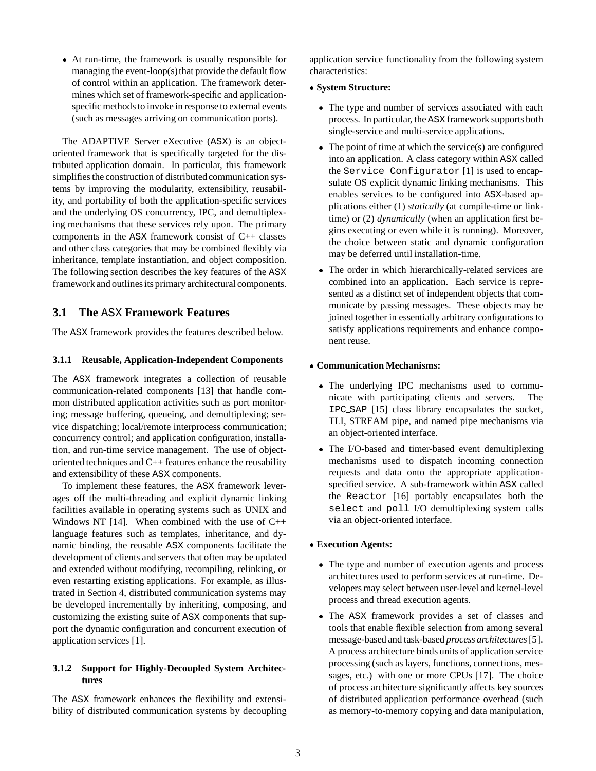- At run-time, the framework is usually responsible for managing the event-loop(s) that provide the default flow of control within an application. The framework determines which set of framework-specific and application-specific methods to invoke in response to external events (such as messages arriving on communication ports).

The ADAPTIVE Server eXecutive (ASX) is an object-oriented framework that is specifically targeted for the distributed application domain. In particular, this framework simplifies the construction of distributed communication systems by improving the modularity, extensibility, reusability, and portability of both the application-specific services and the underlying OS concurrency, IPC, and demultiplexing mechanisms that these services rely upon. The primary components in the ASX framework consist of C++ classes and other class categories that may be combined flexibly via inheritance, template instantiation, and object composition. The following section describes the key features of the ASX framework and outlines its primary architectural components.

## 3.1 The ASX Framework Features

The ASX framework provides the features described below.

### 3.1.1 Reusable, Application-Independent Components

The ASX framework integrates a collection of reusable communication-related components [13] that handle common distributed application activities such as port monitoring; message buffering, queueing, and demultiplexing; service dispatching; local/remote interprocess communication; concurrency control; and application configuration, installation, and run-time service management. The use of object-oriented techniques and C++ features enhance the reusability and extensibility of these ASX components.

To implement these features, the ASX framework leverages off the multi-threading and explicit dynamic linking facilities available in operating systems such as UNIX and Windows NT [14]. When combined with the use of C++ language features such as templates, inheritance, and dynamic binding, the reusable ASX components facilitate the development of clients and servers that often may be updated and extended without modifying, recompiling, relinking, or even restarting existing applications. For example, as illustrated in Section 4, distributed communication systems may be developed incrementally by inheriting, composing, and customizing the existing suite of ASX components that support the dynamic configuration and concurrent execution of application services [1].

### 3.1.2 Support for Highly-Decoupled System Architectures

The ASX framework enhances the flexibility and extensibility of distributed communication systems by decoupling application service functionality from the following system characteristics:

- **System Structure:**
  - The type and number of services associated with each process. In particular, the ASX framework supports both single-service and multi-service applications.
  - The point of time at which the service(s) are configured into an application. A class category within ASX called the `Service Configurator` [1] is used to encapsulate OS explicit dynamic linking mechanisms. This enables services to be configured into ASX-based applications either (1) *statically* (at compile-time or link-time) or (2) *dynamically* (when an application first begins executing or even while it is running). Moreover, the choice between static and dynamic configuration may be deferred until installation-time.
  - The order in which hierarchically-related services are combined into an application. Each service is represented as a distinct set of independent objects that communicate by passing messages. These objects may be joined together in essentially arbitrary configurations to satisfy applications requirements and enhance component reuse.

- **Communication Mechanisms:**
  - The underlying IPC mechanisms used to communicate with participating clients and servers. The `IPC_SAP` [15] class library encapsulates the socket, TLI, STREAM pipe, and named pipe mechanisms via an object-oriented interface.
  - The I/O-based and timer-based event demultiplexing mechanisms used to dispatch incoming connection requests and data onto the appropriate application-specified service. A sub-framework within ASX called the `Reactor` [16] portably encapsulates both the `select` and `poll` I/O demultiplexing system calls via an object-oriented interface.

- **Execution Agents:**
  - The type and number of execution agents and process architectures used to perform services at run-time. Developers may select between user-level and kernel-level process and thread execution agents.
  - The ASX framework provides a set of classes and tools that enable flexible selection from among several message-based and task-based *process architectures* [5]. A process architecture binds units of application service processing (such as layers, functions, connections, messages, etc.) with one or more CPUs [17]. The choice of process architecture significantly affects key sources of distributed application performance overhead (such as memory-to-memory copying and data manipulation,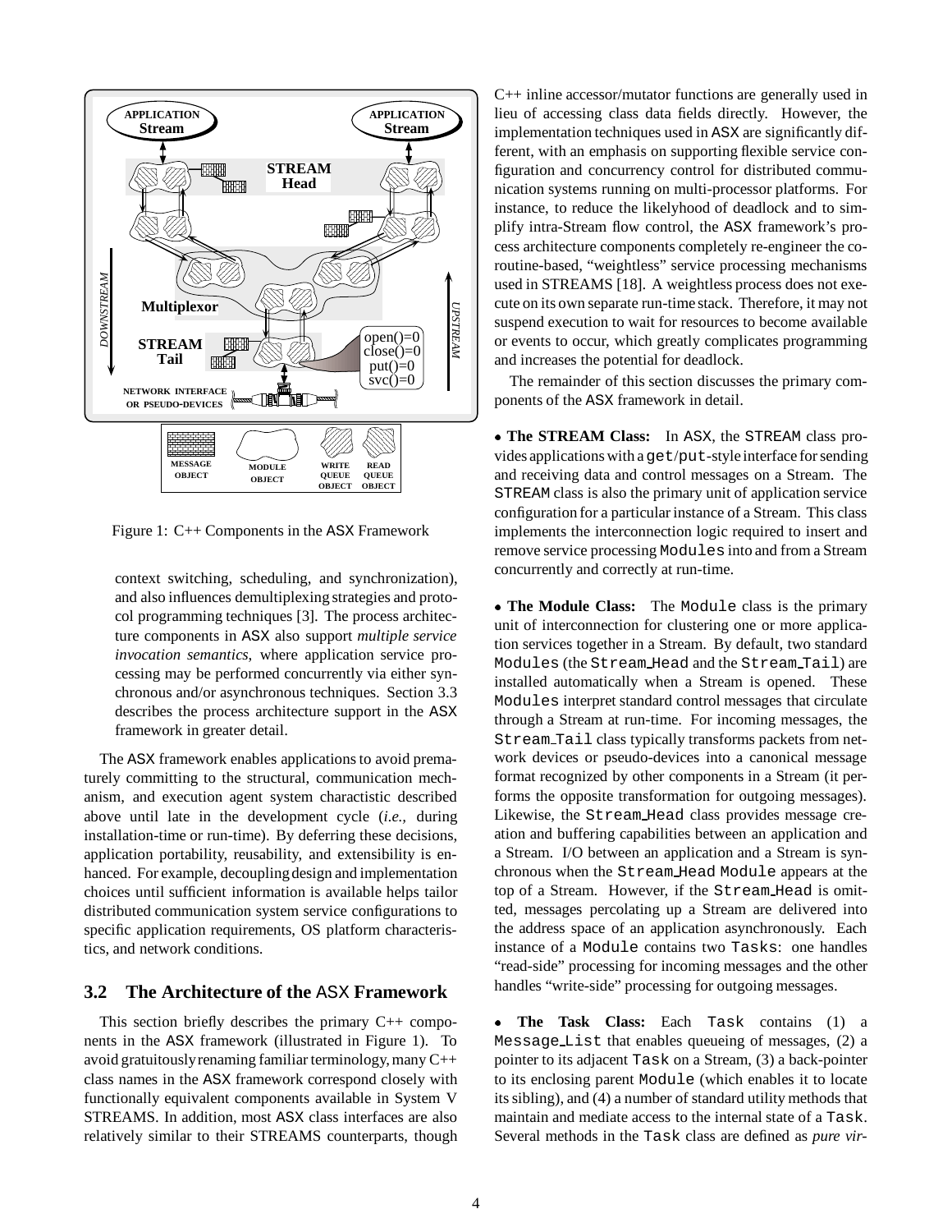Figure 1: C++ Components in the ASX Framework

context switching, scheduling, and synchronization), and also influences demultiplexing strategies and protocol programming techniques [3]. The process architecture components in ASX also support *multiple service invocation semantics*, where application service processing may be performed concurrently via either synchronous and/or asynchronous techniques. Section 3.3 describes the process architecture support in the ASX framework in greater detail.

The ASX framework enables applications to avoid prematurely committing to the structural, communication mechanism, and execution agent system charactistic described above until late in the development cycle (*i.e.,* during installation-time or run-time). By deferring these decisions, application portability, reusability, and extensibility is enhanced. For example, decoupling design and implementation choices until sufficient information is available helps tailor distributed communication system service configurations to specific application requirements, OS platform characteristics, and network conditions.

## 3.2 The Architecture of the ASX Framework

This section briefly describes the primary C++ components in the ASX framework (illustrated in Figure 1). To avoid gratuitously renaming familiar terminology, many C++ class names in the ASX framework correspond closely with functionally equivalent components available in System V STREAMS. In addition, most ASX class interfaces are also relatively similar to their STREAMS counterparts, though C++ inline accessor/mutator functions are generally used in lieu of accessing class data fields directly. However, the implementation techniques used in ASX are significantly different, with an emphasis on supporting flexible service configuration and concurrency control for distributed communication systems running on multi-processor platforms. For instance, to reduce the likelyhood of deadlock and to simplify intra-Stream flow control, the ASX framework's process architecture components completely re-engineer the coroutine-based, "weightless" service processing mechanisms used in STREAMS [18]. A weightless process does not execute on its own separate run-time stack. Therefore, it may not suspend execution to wait for resources to become available or events to occur, which greatly complicates programming and increases the potential for deadlock.

The remainder of this section discusses the primary components of the ASX framework in detail.

- **The STREAM Class:** In ASX, the `STREAM` class provides applications with a `get`/`put`-style interface for sending and receiving data and control messages on a Stream. The `STREAM` class is also the primary unit of application service configuration for a particular instance of a Stream. This class implements the interconnection logic required to insert and remove service processing `Modules` into and from a Stream concurrently and correctly at run-time.

- **The Module Class:** The `Module` class is the primary unit of interconnection for clustering one or more application services together in a Stream. By default, two standard `Modules` (the `Stream_Head` and the `Stream_Tail`) are installed automatically when a Stream is opened. These `Modules` interpret standard control messages that circulate through a Stream at run-time. For incoming messages, the `Stream_Tail` class typically transforms packets from network devices or pseudo-devices into a canonical message format recognized by other components in a Stream (it performs the opposite transformation for outgoing messages). Likewise, the `Stream_Head` class provides message creation and buffering capabilities between an application and a Stream. I/O between an application and a Stream is synchronous when the `Stream_Head Module` appears at the top of a Stream. However, if the `Stream_Head` is omitted, messages percolating up a Stream are delivered into the address space of an application asynchronously. Each instance of a `Module` contains two `Tasks`: one handles "read-side" processing for incoming messages and the other handles "write-side" processing for outgoing messages.

- **The Task Class:** Each `Task` contains (1) a `Message_List` that enables queueing of messages, (2) a pointer to its adjacent `Task` on a Stream, (3) a back-pointer to its enclosing parent `Module` (which enables it to locate its sibling), and (4) a number of standard utility methods that maintain and mediate access to the internal state of a `Task`. Several methods in the `Task` class are defined as *pure vir-*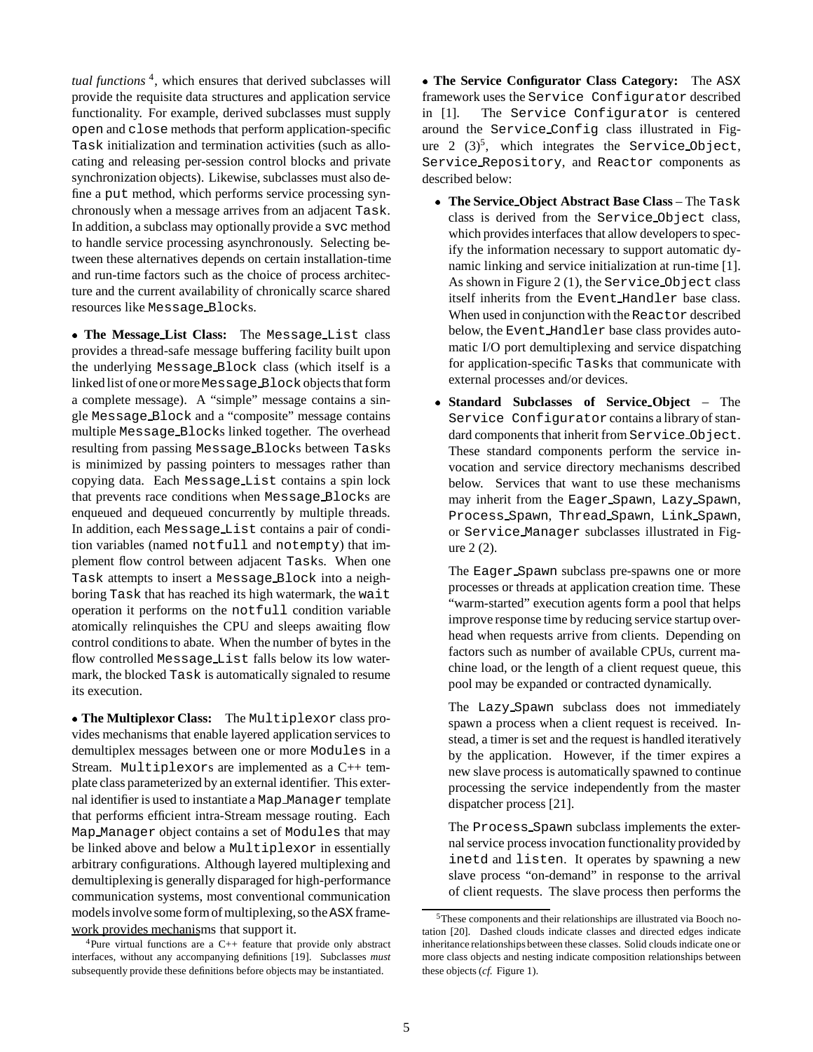*tual functions* [4], which ensures that derived subclasses will provide the requisite data structures and application service functionality. For example, derived subclasses must supply `open` and `close` methods that perform application-specific `Task` initialization and termination activities (such as allocating and releasing per-session control blocks and private synchronization objects). Likewise, subclasses must also define a `put` method, which performs service processing synchronously when a message arrives from an adjacent `Task`. In addition, a subclass may optionally provide a `svc` method to handle service processing asynchronously. Selecting between these alternatives depends on certain installation-time and run-time factors such as the choice of process architecture and the current availability of chronically scarce shared resources like `Message_Block`s.

- **The Message_List Class:** The `Message_List` class provides a thread-safe message buffering facility built upon the underlying `Message_Block` class (which itself is a linked list of one or more `Message_Block` objects that form a complete message). A "simple" message contains a single `Message_Block` and a "composite" message contains multiple `Message_Block`s linked together. The overhead resulting from passing `Message_Block`s between `Task`s is minimized by passing pointers to messages rather than copying data. Each `Message_List` contains a spin lock that prevents race conditions when `Message_Block`s are enqueued and dequeued concurrently by multiple threads. In addition, each `Message_List` contains a pair of condition variables (named `notfull` and `notempty`) that implement flow control between adjacent `Task`s. When one `Task` attempts to insert a `Message_Block` into a neighboring `Task` that has reached its high watermark, the `wait` operation it performs on the `notfull` condition variable atomically relinquishes the CPU and sleeps awaiting flow control conditions to abate. When the number of bytes in the flow controlled `Message_List` falls below its low watermark, the blocked `Task` is automatically signaled to resume its execution.

- **The Multiplexor Class:** The `Multiplexor` class provides mechanisms that enable layered application services to demultiplex messages between one or more `Modules` in a Stream. `Multiplexor`s are implemented as a C++ template class parameterized by an external identifier. This external identifier is used to instantiate a `Map_Manager` template that performs efficient intra-Stream message routing. Each `Map_Manager` object contains a set of `Modules` that may be linked above and below a `Multiplexor` in essentially arbitrary configurations. Although layered multiplexing and demultiplexing is generally disparaged for high-performance communication systems, most conventional communication models involve some form of multiplexing, so the ASX framework provides mechanisms that support it.

- **The Service Configurator Class Category:** The ASX framework uses the `Service Configurator` described in [1]. The `Service Configurator` is centered around the `Service_Config` class illustrated in Figure 2 (3)[5], which integrates the `Service_Object`, `Service_Repository`, and `Reactor` components as described below:

  - **The Service_Object Abstract Base Class** – The `Task` class is derived from the `Service_Object` class, which provides interfaces that allow developers to specify the information necessary to support automatic dynamic linking and service initialization at run-time [1]. As shown in Figure 2 (1), the `Service_Object` class itself inherits from the `Event_Handler` base class. When used in conjunction with the `Reactor` described below, the `Event_Handler` base class provides automatic I/O port demultiplexing and service dispatching for application-specific `Task`s that communicate with external processes and/or devices.

  - **Standard Subclasses of Service_Object** – The `Service Configurator` contains a library of standard components that inherit from `Service_Object`. These standard components perform the service invocation and service directory mechanisms described below. Services that want to use these mechanisms may inherit from the `Eager_Spawn`, `Lazy_Spawn`, `Process_Spawn`, `Thread_Spawn`, `Link_Spawn`, or `Service_Manager` subclasses illustrated in Figure 2 (2).

    The `Eager_Spawn` subclass pre-spawns one or more processes or threads at application creation time. These "warm-started" execution agents form a pool that helps improve response time by reducing service startup overhead when requests arrive from clients. Depending on factors such as number of available CPUs, current machine load, or the length of a client request queue, this pool may be expanded or contracted dynamically.

    The `Lazy_Spawn` subclass does not immediately spawn a process when a client request is received. Instead, a timer is set and the request is handled iteratively by the application. However, if the timer expires a new slave process is automatically spawned to continue processing the service independently from the master dispatcher process [21].

    The `Process_Spawn` subclass implements the external service process invocation functionality provided by `inetd` and `listen`. It operates by spawning a new slave process "on-demand" in response to the arrival of client requests. The slave process then performs the

[4] Pure virtual functions are a C++ feature that provide only abstract interfaces, without any accompanying definitions [19]. Subclasses *must* subsequently provide these definitions before objects may be instantiated.

[5] These components and their relationships are illustrated via Booch notation [20]. Dashed clouds indicate classes and directed edges indicate inheritance relationships between these classes. Solid clouds indicate one or more class objects and nesting indicate composition relationships between these objects (*cf.* Figure 1).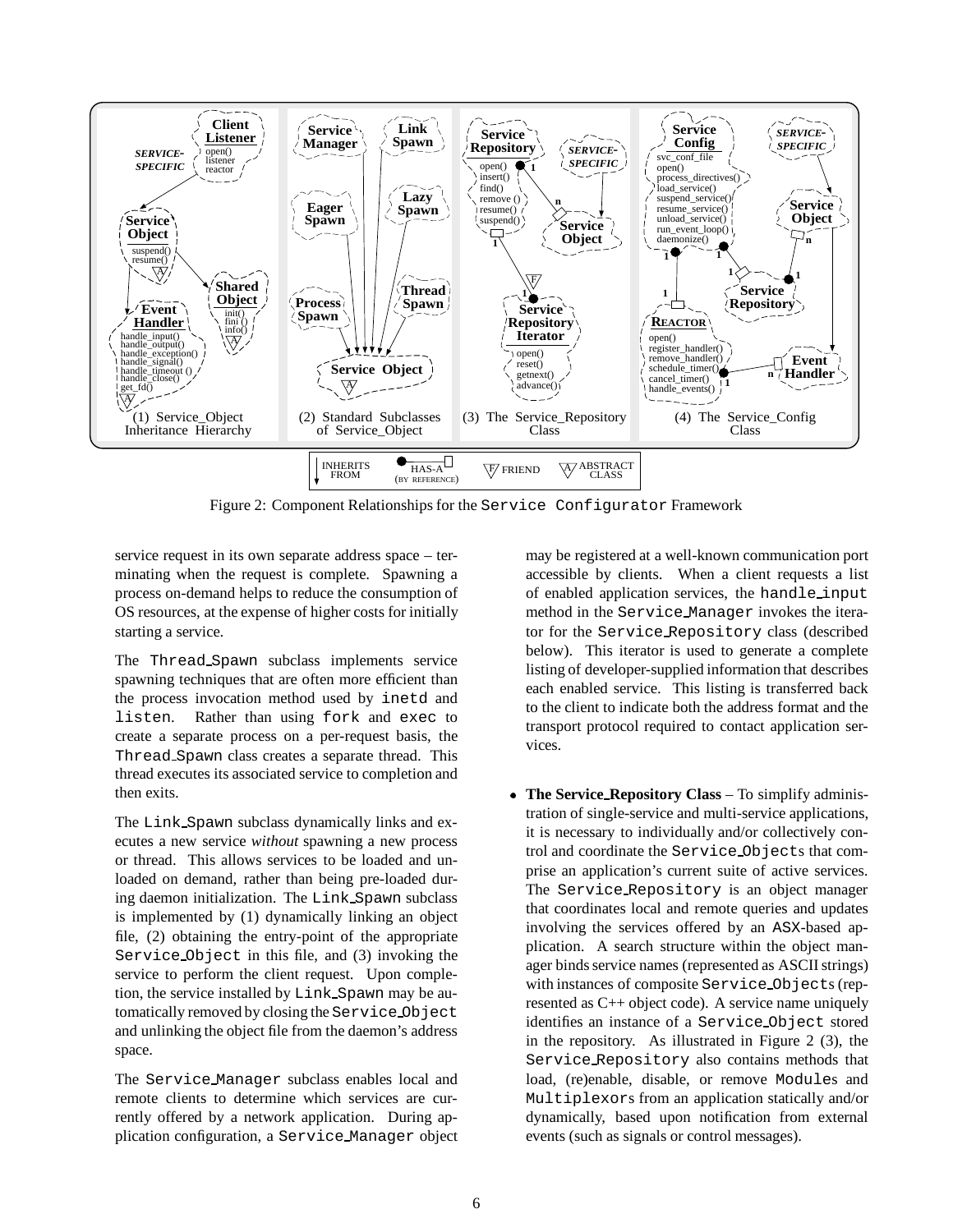Figure 2: Component Relationships for the `Service Configurator` Framework

service request in its own separate address space – terminating when the request is complete. Spawning a process on-demand helps to reduce the consumption of OS resources, at the expense of higher costs for initially starting a service.

The `Thread_Spawn` subclass implements service spawning techniques that are often more efficient than the process invocation method used by `inetd` and `listen`. Rather than using `fork` and `exec` to create a separate process on a per-request basis, the `Thread_Spawn` class creates a separate thread. This thread executes its associated service to completion and then exits.

The `Link_Spawn` subclass dynamically links and executes a new service *without* spawning a new process or thread. This allows services to be loaded and unloaded on demand, rather than being pre-loaded during daemon initialization. The `Link_Spawn` subclass is implemented by (1) dynamically linking an object file, (2) obtaining the entry-point of the appropriate `Service_Object` in this file, and (3) invoking the service to perform the client request. Upon completion, the service installed by `Link_Spawn` may be automatically removed by closing the `Service_Object` and unlinking the object file from the daemon's address space.

The `Service_Manager` subclass enables local and remote clients to determine which services are currently offered by a network application. During application configuration, a `Service_Manager` object may be registered at a well-known communication port accessible by clients. When a client requests a list of enabled application services, the `handle_input` method in the `Service_Manager` invokes the iterator for the `Service_Repository` class (described below). This iterator is used to generate a complete listing of developer-supplied information that describes each enabled service. This listing is transferred back to the client to indicate both the address format and the transport protocol required to contact application services.

- **The Service_Repository Class** – To simplify administration of single-service and multi-service applications, it is necessary to individually and/or collectively control and coordinate the `Service_Object`s that comprise an application's current suite of active services. The `Service_Repository` is an object manager that coordinates local and remote queries and updates involving the services offered by an ASX-based application. A search structure within the object manager binds service names (represented as ASCII strings) with instances of composite `Service_Object`s (represented as C++ object code). A service name uniquely identifies an instance of a `Service_Object` stored in the repository. As illustrated in Figure 2 (3), the `Service_Repository` also contains methods that load, (re)enable, disable, or remove `Module`s and `Multiplexor`s from an application statically and/or dynamically, based upon notification from external events (such as signals or control messages).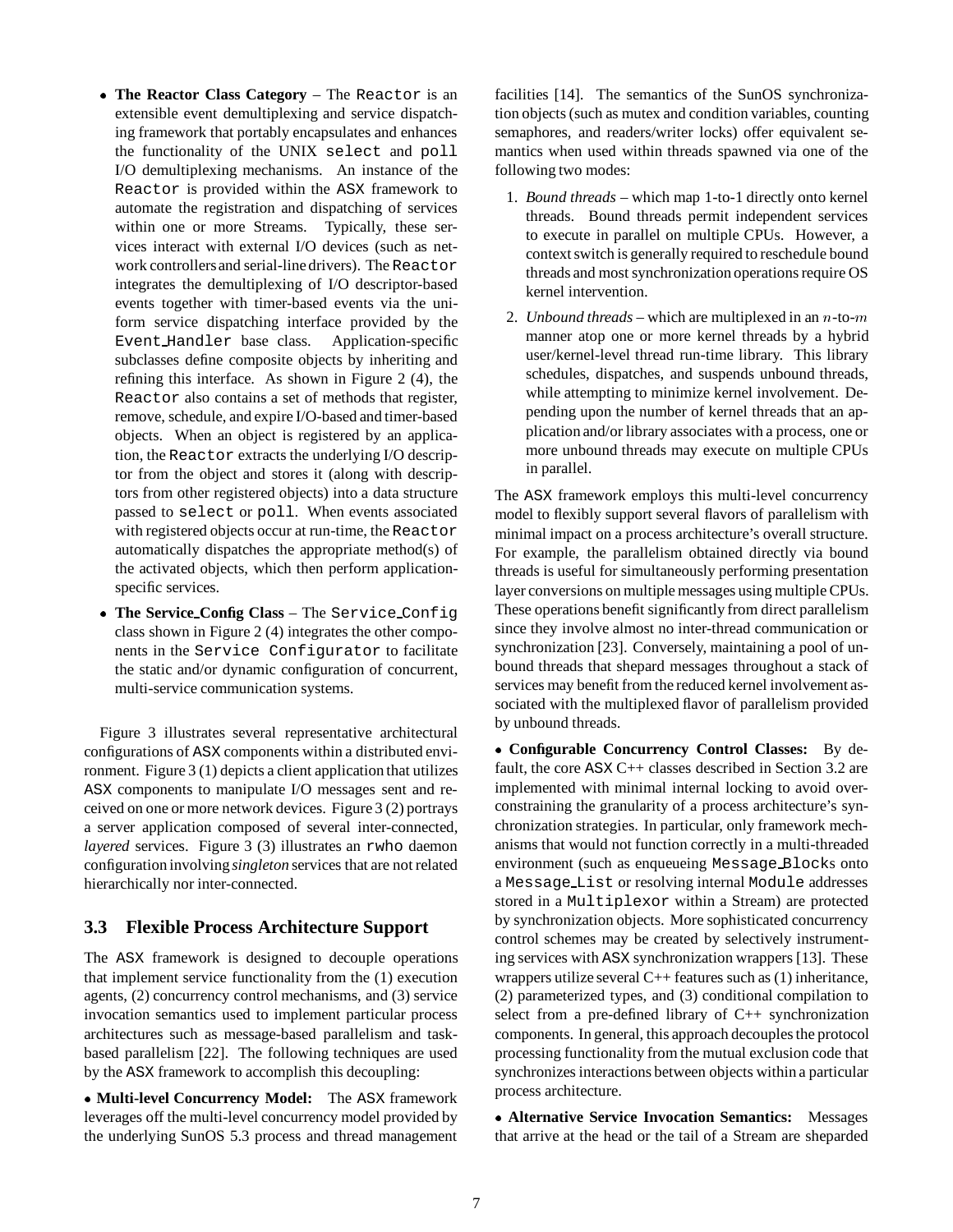- **The Reactor Class Category** – The Reactor is an extensible event demultiplexing and service dispatching framework that portably encapsulates and enhances the functionality of the UNIX select and poll I/O demultiplexing mechanisms. An instance of the Reactor is provided within the ASX framework to automate the registration and dispatching of services within one or more Streams. Typically, these services interact with external I/O devices (such as network controllers and serial-line drivers). The Reactor integrates the demultiplexing of I/O descriptor-based events together with timer-based events via the uniform service dispatching interface provided by the Event_Handler base class. Application-specific subclasses define composite objects by inheriting and refining this interface. As shown in Figure 2 (4), the Reactor also contains a set of methods that register, remove, schedule, and expire I/O-based and timer-based objects. When an object is registered by an application, the Reactor extracts the underlying I/O descriptor from the object and stores it (along with descriptors from other registered objects) into a data structure passed to select or poll. When events associated with registered objects occur at run-time, the Reactor automatically dispatches the appropriate method(s) of the activated objects, which then perform application-specific services.
- **The Service_Config Class** – The Service_Config class shown in Figure 2 (4) integrates the other components in the Service Configurator to facilitate the static and/or dynamic configuration of concurrent, multi-service communication systems.

Figure 3 illustrates several representative architectural configurations of ASX components within a distributed environment. Figure 3 (1) depicts a client application that utilizes ASX components to manipulate I/O messages sent and received on one or more network devices. Figure 3 (2) portrays a server application composed of several inter-connected, *layered* services. Figure 3 (3) illustrates an rwho daemon configuration involving *singleton* services that are not related hierarchically nor inter-connected.

## 3.3 Flexible Process Architecture Support

The ASX framework is designed to decouple operations that implement service functionality from the (1) execution agents, (2) concurrency control mechanisms, and (3) service invocation semantics used to implement particular process architectures such as message-based parallelism and task-based parallelism [22]. The following techniques are used by the ASX framework to accomplish this decoupling:

- **Multi-level Concurrency Model:** The ASX framework leverages off the multi-level concurrency model provided by the underlying SunOS 5.3 process and thread management facilities [14]. The semantics of the SunOS synchronization objects (such as mutex and condition variables, counting semaphores, and readers/writer locks) offer equivalent semantics when used within threads spawned via one of the following two modes:

1. *Bound threads* – which map 1-to-1 directly onto kernel threads. Bound threads permit independent services to execute in parallel on multiple CPUs. However, a context switch is generally required to reschedule bound threads and most synchronization operations require OS kernel intervention.
2. *Unbound threads* – which are multiplexed in an $n$-to-$m$ manner atop one or more kernel threads by a hybrid user/kernel-level thread run-time library. This library schedules, dispatches, and suspends unbound threads, while attempting to minimize kernel involvement. Depending upon the number of kernel threads that an application and/or library associates with a process, one or more unbound threads may execute on multiple CPUs in parallel.

The ASX framework employs this multi-level concurrency model to flexibly support several flavors of parallelism with minimal impact on a process architecture's overall structure. For example, the parallelism obtained directly via bound threads is useful for simultaneously performing presentation layer conversions on multiple messages using multiple CPUs. These operations benefit significantly from direct parallelism since they involve almost no inter-thread communication or synchronization [23]. Conversely, maintaining a pool of unbound threads that shepard messages throughout a stack of services may benefit from the reduced kernel involvement associated with the multiplexed flavor of parallelism provided by unbound threads.

- **Configurable Concurrency Control Classes:** By default, the core ASX C++ classes described in Section 3.2 are implemented with minimal internal locking to avoid over-constraining the granularity of a process architecture's synchronization strategies. In particular, only framework mechanisms that would not function correctly in a multi-threaded environment (such as enqueueing Message_Blocks onto a Message_List or resolving internal Module addresses stored in a Multiplexor within a Stream) are protected by synchronization objects. More sophisticated concurrency control schemes may be created by selectively instrumenting services with ASX synchronization wrappers [13]. These wrappers utilize several C++ features such as (1) inheritance, (2) parameterized types, and (3) conditional compilation to select from a pre-defined library of C++ synchronization components. In general, this approach decouples the protocol processing functionality from the mutual exclusion code that synchronizes interactions between objects within a particular process architecture.

- **Alternative Service Invocation Semantics:** Messages that arrive at the head or the tail of a Stream are sheparded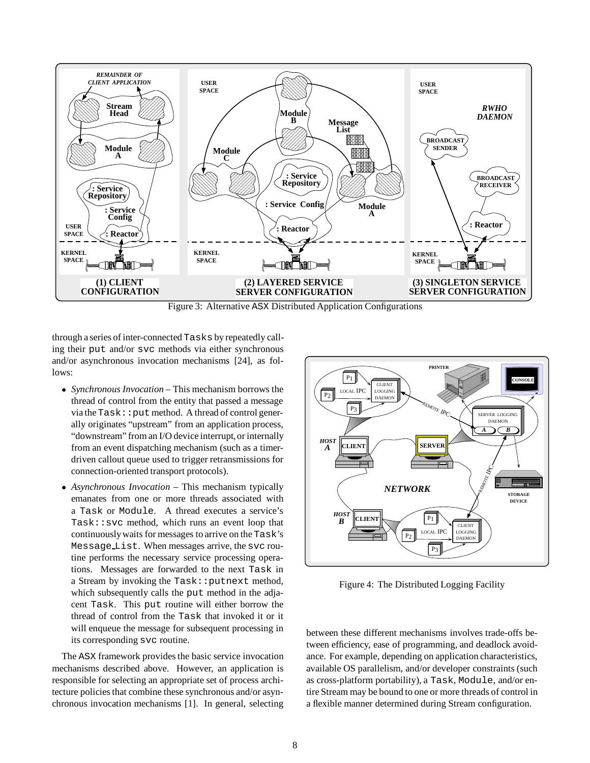Figure 3: Alternative ASX Distributed Application Configurations

through a series of inter-connected `Tasks` by repeatedly calling their `put` and/or `svc` methods via either synchronous and/or asynchronous invocation mechanisms [24], as follows:

- *Synchronous Invocation* – This mechanism borrows the thread of control from the entity that passed a message via the `Task::put` method. A thread of control generally originates "upstream" from an application process, "downstream" from an I/O device interrupt, or internally from an event dispatching mechanism (such as a timer-driven callout queue used to trigger retransmissions for connection-oriented transport protocols).
- *Asynchronous Invocation* – This mechanism typically emanates from one or more threads associated with a `Task` or `Module`. A thread executes a service's `Task::svc` method, which runs an event loop that continuously waits for messages to arrive on the `Task`'s `Message_List`. When messages arrive, the `svc` routine performs the necessary service processing operations. Messages are forwarded to the next `Task` in a Stream by invoking the `Task::putnext` method, which subsequently calls the `put` method in the adjacent `Task`. This `put` routine will either borrow the thread of control from the `Task` that invoked it or it will enqueue the message for subsequent processing in its corresponding `svc` routine.

The ASX framework provides the basic service invocation mechanisms described above. However, an application is responsible for selecting an appropriate set of process architecture policies that combine these synchronous and/or asynchronous invocation mechanisms [1]. In general, selecting between these different mechanisms involves trade-offs between efficiency, ease of programming, and deadlock avoidance. For example, depending on application characteristics, available OS parallelism, and/or developer constraints (such as cross-platform portability), a `Task`, `Module`, and/or entire Stream may be bound to one or more threads of control in a flexible manner determined during Stream configuration.

Figure 4: The Distributed Logging Facility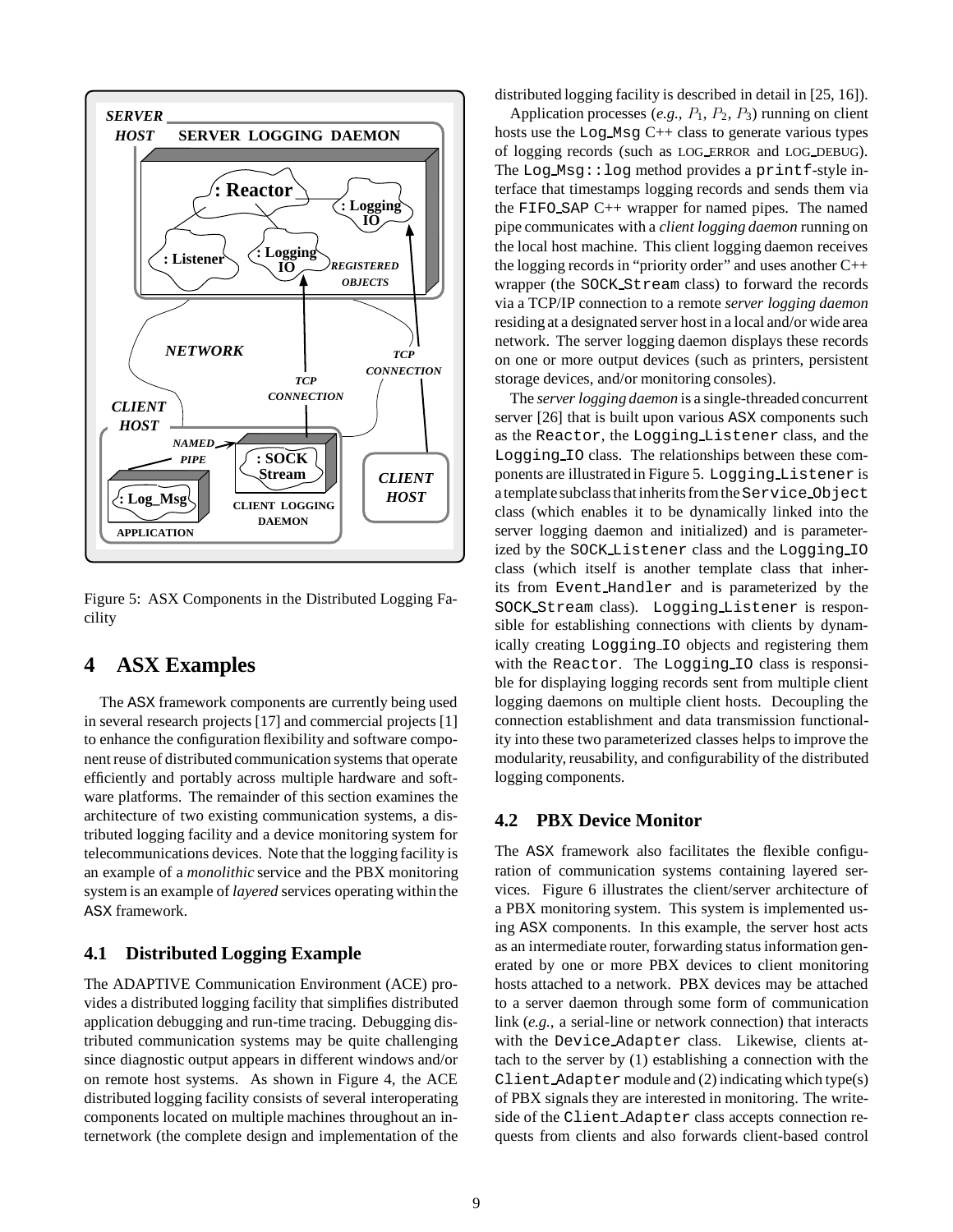Figure 5: ASX Components in the Distributed Logging Facility

# 4 ASX Examples

The ASX framework components are currently being used in several research projects [17] and commercial projects [1] to enhance the configuration flexibility and software component reuse of distributed communication systems that operate efficiently and portably across multiple hardware and software platforms. The remainder of this section examines the architecture of two existing communication systems, a distributed logging facility and a device monitoring system for telecommunications devices. Note that the logging facility is an example of a *monolithic* service and the PBX monitoring system is an example of *layered* services operating within the ASX framework.

## 4.1 Distributed Logging Example

The ADAPTIVE Communication Environment (ACE) provides a distributed logging facility that simplifies distributed application debugging and run-time tracing. Debugging distributed communication systems may be quite challenging since diagnostic output appears in different windows and/or on remote host systems. As shown in Figure 4, the ACE distributed logging facility consists of several interoperating components located on multiple machines throughout an internetwork (the complete design and implementation of the distributed logging facility is described in detail in [25, 16]).

Application processes (*e.g.,* $P_1$, $P_2$, $P_3$) running on client hosts use the `Log_Msg` C++ class to generate various types of logging records (such as LOG_ERROR and LOG_DEBUG). The `Log_Msg::log` method provides a `printf`-style interface that timestamps logging records and sends them via the `FIFO_SAP` C++ wrapper for named pipes. The named pipe communicates with a *client logging daemon* running on the local host machine. This client logging daemon receives the logging records in "priority order" and uses another C++ wrapper (the `SOCK_Stream` class) to forward the records via a TCP/IP connection to a remote *server logging daemon* residing at a designated server host in a local and/or wide area network. The server logging daemon displays these records on one or more output devices (such as printers, persistent storage devices, and/or monitoring consoles).

The *server logging daemon* is a single-threaded concurrent server [26] that is built upon various ASX components such as the `Reactor`, the `Logging_Listener` class, and the `Logging_IO` class. The relationships between these components are illustrated in Figure 5. `Logging_Listener` is a template subclass that inherits from the `Service_Object` class (which enables it to be dynamically linked into the server logging daemon and initialized) and is parameterized by the `SOCK_Listener` class and the `Logging_IO` class (which itself is another template class that inherits from `Event_Handler` and is parameterized by the `SOCK_Stream` class). `Logging_Listener` is responsible for establishing connections with clients by dynamically creating `Logging_IO` objects and registering them with the `Reactor`. The `Logging_IO` class is responsible for displaying logging records sent from multiple client logging daemons on multiple client hosts. Decoupling the connection establishment and data transmission functionality into these two parameterized classes helps to improve the modularity, reusability, and configurability of the distributed logging components.

## 4.2 PBX Device Monitor

The ASX framework also facilitates the flexible configuration of communication systems containing layered services. Figure 6 illustrates the client/server architecture of a PBX monitoring system. This system is implemented using ASX components. In this example, the server host acts as an intermediate router, forwarding status information generated by one or more PBX devices to client monitoring hosts attached to a network. PBX devices may be attached to a server daemon through some form of communication link (*e.g.,* a serial-line or network connection) that interacts with the `Device_Adapter` class. Likewise, clients attach to the server by (1) establishing a connection with the `Client_Adapter` module and (2) indicating which type(s) of PBX signals they are interested in monitoring. The write-side of the `Client_Adapter` class accepts connection requests from clients and also forwards client-based control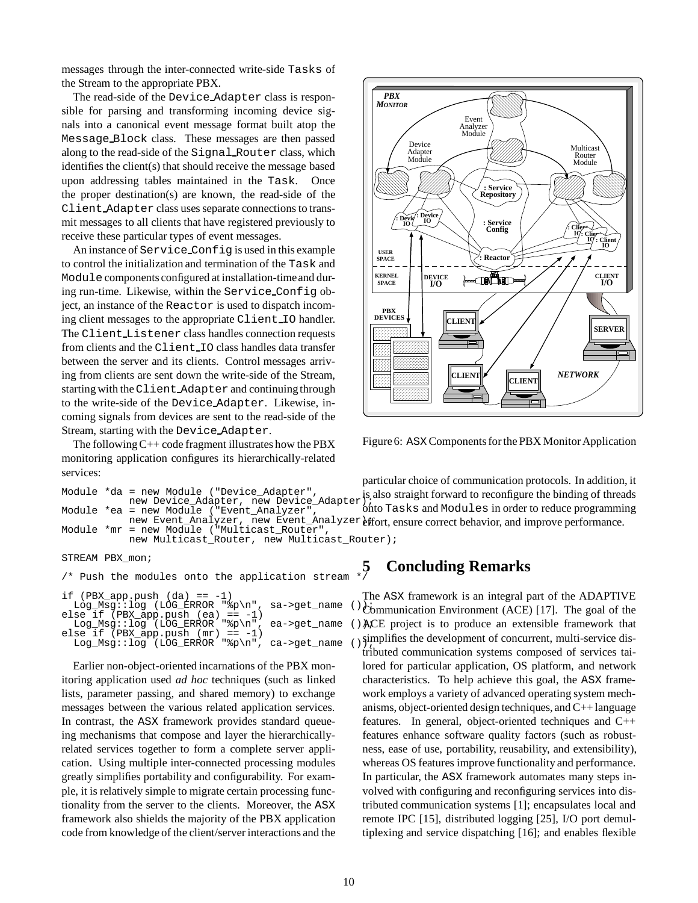messages through the inter-connected write-side Tasks of the Stream to the appropriate PBX.

The read-side of the Device_Adapter class is responsible for parsing and transforming incoming device signals into a canonical event message format built atop the Message_Block class. These messages are then passed along to the read-side of the Signal_Router class, which identifies the client(s) that should receive the message based upon addressing tables maintained in the Task. Once the proper destination(s) are known, the read-side of the Client_Adapter class uses separate connections to transmit messages to all clients that have registered previously to receive these particular types of event messages.

An instance of Service_Config is used in this example to control the initialization and termination of the Task and Module components configured at installation-time and during run-time. Likewise, within the Service_Config object, an instance of the Reactor is used to dispatch incoming client messages to the appropriate Client_IO handler. The Client_Listener class handles connection requests from clients and the Client_IO class handles data transfer between the server and its clients. Control messages arriving from clients are sent down the write-side of the Stream, starting with the Client_Adapter and continuing through to the write-side of the Device_Adapter. Likewise, incoming signals from devices are sent to the read-side of the Stream, starting with the Device_Adapter.

The following C++ code fragment illustrates how the PBX monitoring application configures its hierarchically-related services:

```
Module *da = new Module ("Device_Adapter",
        new Device_Adapter, new Device_Adapter);
Module *ea = new Module ("Event_Analyzer",
        new Event_Analyzer, new Event_Analyzer);
Module *mr = new Module ("Multicast_Router",
        new Multicast_Router, new Multicast_Router);

STREAM PBX_mon;

/* Push the modules onto the application stream */

if (PBX_app.push (da) == -1)
  Log_Msg::log (LOG_ERROR "%p\n", sa->get_name ());
else if (PBX_app.push (ea) == -1)
  Log_Msg::log (LOG_ERROR "%p\n", ea->get_name ());
else if (PBX_app.push (mr) == -1)
  Log_Msg::log (LOG_ERROR "%p\n", ca->get_name ());
```

Earlier non-object-oriented incarnations of the PBX monitoring application used *ad hoc* techniques (such as linked lists, parameter passing, and shared memory) to exchange messages between the various related application services. In contrast, the ASX framework provides standard queueing mechanisms that compose and layer the hierarchically-related services together to form a complete server application. Using multiple inter-connected processing modules greatly simplifies portability and configurability. For example, it is relatively simple to migrate certain processing functionality from the server to the clients. Moreover, the ASX framework also shields the majority of the PBX application code from knowledge of the client/server interactions and the particular choice of communication protocols. In addition, it is also straight forward to reconfigure the binding of threads onto Tasks and Modules in order to reduce programming effort, ensure correct behavior, and improve performance.

Figure 6: ASX Components for the PBX Monitor Application

## 5 Concluding Remarks

The ASX framework is an integral part of the ADAPTIVE Communication Environment (ACE) [17]. The goal of the ACE project is to produce an extensible framework that simplifies the development of concurrent, multi-service distributed communication systems composed of services tailored for particular application, OS platform, and network characteristics. To help achieve this goal, the ASX framework employs a variety of advanced operating system mechanisms, object-oriented design techniques, and C++ language features. In general, object-oriented techniques and C++ features enhance software quality factors (such as robustness, ease of use, portability, reusability, and extensibility), whereas OS features improve functionality and performance. In particular, the ASX framework automates many steps involved with configuring and reconfiguring services into distributed communication systems [1]; encapsulates local and remote IPC [15], distributed logging [25], I/O port demultiplexing and service dispatching [16]; and enables flexible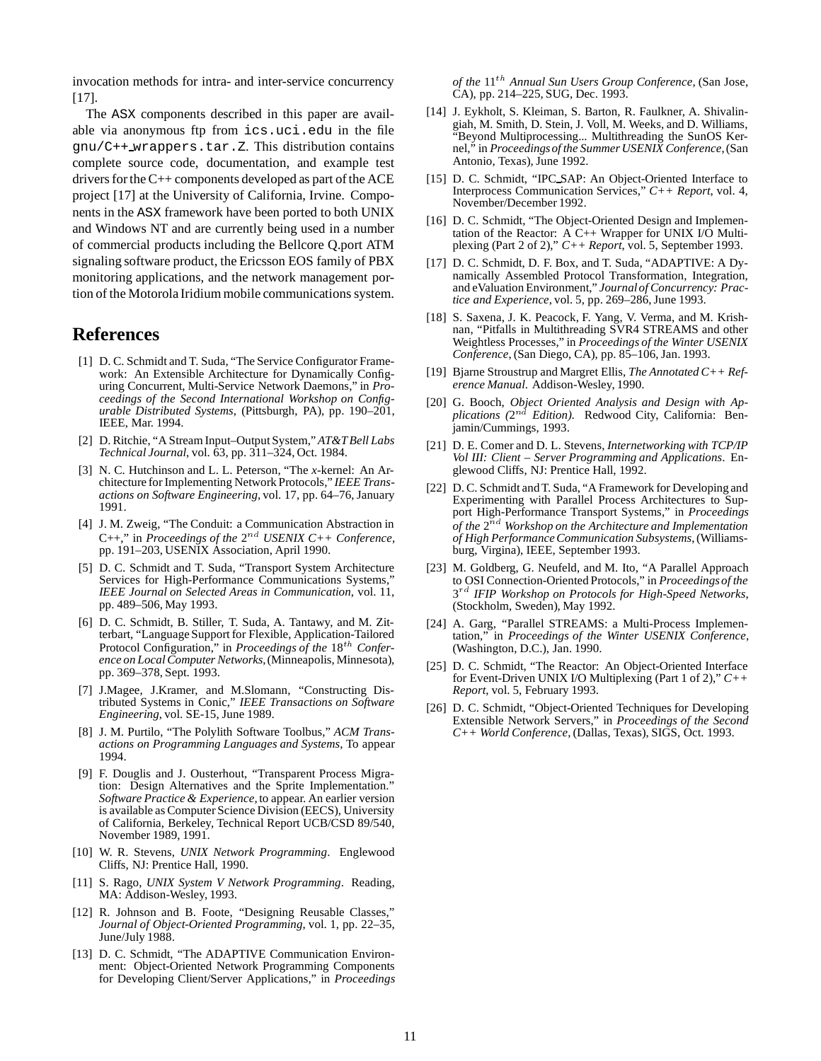invocation methods for intra- and inter-service concurrency [17].

The ASX components described in this paper are available via anonymous ftp from ics.uci.edu in the file gnu/C++_wrappers.tar.Z. This distribution contains complete source code, documentation, and example test drivers for the C++ components developed as part of the ACE project [17] at the University of California, Irvine. Components in the ASX framework have been ported to both UNIX and Windows NT and are currently being used in a number of commercial products including the Bellcore Q.port ATM signaling software product, the Ericsson EOS family of PBX monitoring applications, and the network management portion of the Motorola Iridium mobile communications system.

# References

[1] D. C. Schmidt and T. Suda, "The Service Configurator Framework: An Extensible Architecture for Dynamically Configuring Concurrent, Multi-Service Network Daemons," in *Proceedings of the Second International Workshop on Configurable Distributed Systems*, (Pittsburgh, PA), pp. 190–201, IEEE, Mar. 1994.

[2] D. Ritchie, "A Stream Input–Output System," *AT&T Bell Labs Technical Journal*, vol. 63, pp. 311–324, Oct. 1984.

[3] N. C. Hutchinson and L. L. Peterson, "The *x*-kernel: An Architecture for Implementing Network Protocols," *IEEE Transactions on Software Engineering*, vol. 17, pp. 64–76, January 1991.

[4] J. M. Zweig, "The Conduit: a Communication Abstraction in C++," in *Proceedings of the* $2^{nd}$ *USENIX C++ Conference*, pp. 191–203, USENIX Association, April 1990.

[5] D. C. Schmidt and T. Suda, "Transport System Architecture Services for High-Performance Communications Systems," *IEEE Journal on Selected Areas in Communication*, vol. 11, pp. 489–506, May 1993.

[6] D. C. Schmidt, B. Stiller, T. Suda, A. Tantawy, and M. Zitterbart, "Language Support for Flexible, Application-Tailored Protocol Configuration," in *Proceedings of the* $18^{th}$ *Conference on Local Computer Networks*, (Minneapolis, Minnesota), pp. 369–378, Sept. 1993.

[7] J.Magee, J.Kramer, and M.Slomann, "Constructing Distributed Systems in Conic," *IEEE Transactions on Software Engineering*, vol. SE-15, June 1989.

[8] J. M. Purtilo, "The Polylith Software Toolbus," *ACM Transactions on Programming Languages and Systems*, To appear 1994.

[9] F. Douglis and J. Ousterhout, "Transparent Process Migration: Design Alternatives and the Sprite Implementation." *Software Practice & Experience*, to appear. An earlier version is available as Computer Science Division (EECS), University of California, Berkeley, Technical Report UCB/CSD 89/540, November 1989, 1991.

[10] W. R. Stevens, *UNIX Network Programming*. Englewood Cliffs, NJ: Prentice Hall, 1990.

[11] S. Rago, *UNIX System V Network Programming*. Reading, MA: Addison-Wesley, 1993.

[12] R. Johnson and B. Foote, "Designing Reusable Classes," *Journal of Object-Oriented Programming*, vol. 1, pp. 22–35, June/July 1988.

[13] D. C. Schmidt, "The ADAPTIVE Communication Environment: Object-Oriented Network Programming Components for Developing Client/Server Applications," in *Proceedings of the* $11^{th}$ *Annual Sun Users Group Conference*, (San Jose, CA), pp. 214–225, SUG, Dec. 1993.

[14] J. Eykholt, S. Kleiman, S. Barton, R. Faulkner, A. Shivalingiah, M. Smith, D. Stein, J. Voll, M. Weeks, and D. Williams, "Beyond Multiprocessing... Multithreading the SunOS Kernel," in *Proceedings of the Summer USENIX Conference*, (San Antonio, Texas), June 1992.

[15] D. C. Schmidt, "IPC_SAP: An Object-Oriented Interface to Interprocess Communication Services," *C++ Report*, vol. 4, November/December 1992.

[16] D. C. Schmidt, "The Object-Oriented Design and Implementation of the Reactor: A C++ Wrapper for UNIX I/O Multiplexing (Part 2 of 2)," *C++ Report*, vol. 5, September 1993.

[17] D. C. Schmidt, D. F. Box, and T. Suda, "ADAPTIVE: A Dynamically Assembled Protocol Transformation, Integration, and eValuation Environment," *Journal of Concurrency: Practice and Experience*, vol. 5, pp. 269–286, June 1993.

[18] S. Saxena, J. K. Peacock, F. Yang, V. Verma, and M. Krishnan, "Pitfalls in Multithreading SVR4 STREAMS and other Weightless Processes," in *Proceedings of the Winter USENIX Conference*, (San Diego, CA), pp. 85–106, Jan. 1993.

[19] Bjarne Stroustrup and Margret Ellis, *The Annotated C++ Reference Manual*. Addison-Wesley, 1990.

[20] G. Booch, *Object Oriented Analysis and Design with Applications* ($2^{nd}$ *Edition)*. Redwood City, California: Benjamin/Cummings, 1993.

[21] D. E. Comer and D. L. Stevens, *Internetworking with TCP/IP Vol III: Client – Server Programming and Applications*. Englewood Cliffs, NJ: Prentice Hall, 1992.

[22] D. C. Schmidt and T. Suda, "A Framework for Developing and Experimenting with Parallel Process Architectures to Support High-Performance Transport Systems," in *Proceedings of the* $2^{nd}$ *Workshop on the Architecture and Implementation of High Performance Communication Subsystems*, (Williamsburg, Virgina), IEEE, September 1993.

[23] M. Goldberg, G. Neufeld, and M. Ito, "A Parallel Approach to OSI Connection-Oriented Protocols," in *Proceedings of the* $3^{rd}$ *IFIP Workshop on Protocols for High-Speed Networks*, (Stockholm, Sweden), May 1992.

[24] A. Garg, "Parallel STREAMS: a Multi-Process Implementation," in *Proceedings of the Winter USENIX Conference*, (Washington, D.C.), Jan. 1990.

[25] D. C. Schmidt, "The Reactor: An Object-Oriented Interface for Event-Driven UNIX I/O Multiplexing (Part 1 of 2)," *C++ Report*, vol. 5, February 1993.

[26] D. C. Schmidt, "Object-Oriented Techniques for Developing Extensible Network Servers," in *Proceedings of the Second C++ World Conference*, (Dallas, Texas), SIGS, Oct. 1993.